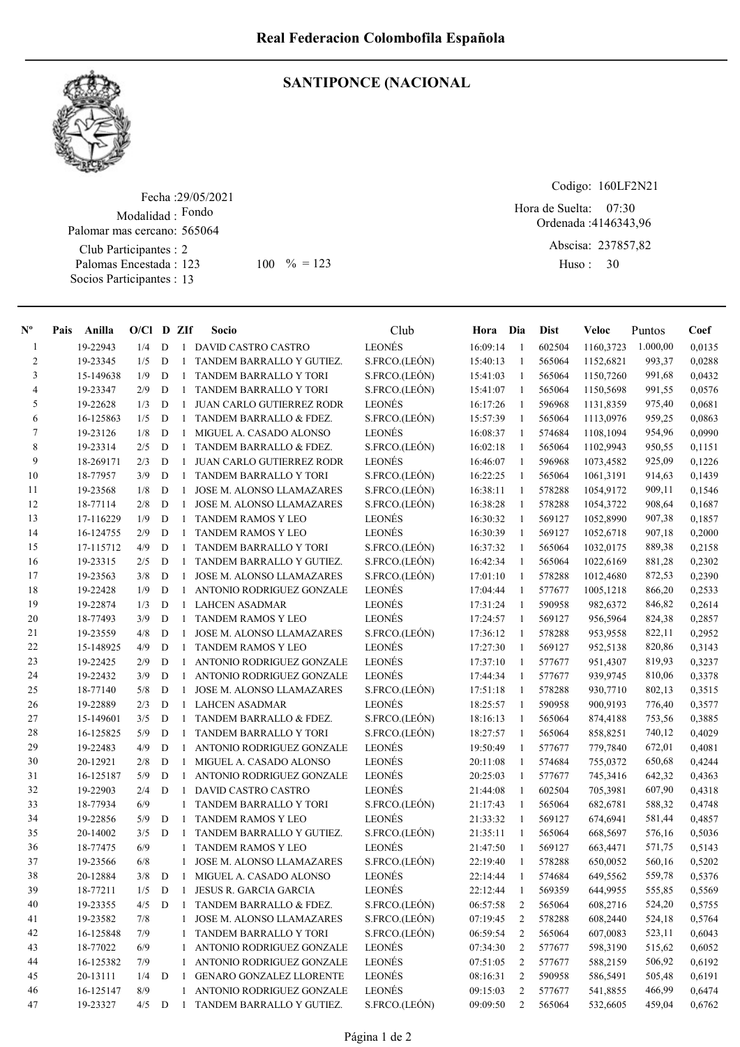# Real Federacion Colombofila Española

## SANTIPONCE (NACIONAL

Fecha :29/05/2021
Modalidad : Fondo
Palomar mas cercano: 565064
Club Participantes : 2
Palomas Encestada : 123 100 % = 123
Socios Participantes : 13

Codigo: 160LF2N21
Hora de Suelta: 07:30
Ordenada :4146343,96
Abscisa: 237857,82
Huso : 30

| Nº | Pais | Anilla | O/Cl | D | ZIf | Socio | Club | Hora | Dia | Dist | Veloc | Puntos | Coef |
|---|---|---|---|---|---|---|---|---|---|---|---|---|---|
| 1 | | 19-22943 | 1/4 | D | 1 | DAVID CASTRO CASTRO | LEONÉS | 16:09:14 | 1 | 602504 | 1160,3723 | 1.000,00 | 0,0135 |
| 2 | | 19-23345 | 1/5 | D | 1 | TANDEM BARRALLO Y GUTIEZ. | S.FRCO.(LEÓN) | 15:40:13 | 1 | 565064 | 1152,6821 | 993,37 | 0,0288 |
| 3 | | 15-149638 | 1/9 | D | 1 | TANDEM BARRALLO Y TORI | S.FRCO.(LEÓN) | 15:41:03 | 1 | 565064 | 1150,7260 | 991,68 | 0,0432 |
| 4 | | 19-23347 | 2/9 | D | 1 | TANDEM BARRALLO Y TORI | S.FRCO.(LEÓN) | 15:41:07 | 1 | 565064 | 1150,5698 | 991,55 | 0,0576 |
| 5 | | 19-22628 | 1/3 | D | 1 | JUAN CARLO GUTIERREZ RODR | LEONÉS | 16:17:26 | 1 | 596968 | 1131,8359 | 975,40 | 0,0681 |
| 6 | | 16-125863 | 1/5 | D | 1 | TANDEM BARRALLO & FDEZ. | S.FRCO.(LEÓN) | 15:57:39 | 1 | 565064 | 1113,0976 | 959,25 | 0,0863 |
| 7 | | 19-23126 | 1/8 | D | 1 | MIGUEL A. CASADO ALONSO | LEONÉS | 16:08:37 | 1 | 574684 | 1108,1094 | 954,96 | 0,0990 |
| 8 | | 19-23314 | 2/5 | D | 1 | TANDEM BARRALLO & FDEZ. | S.FRCO.(LEÓN) | 16:02:18 | 1 | 565064 | 1102,9943 | 950,55 | 0,1151 |
| 9 | | 18-269171 | 2/3 | D | 1 | JUAN CARLO GUTIERREZ RODR | LEONÉS | 16:46:07 | 1 | 596968 | 1073,4582 | 925,09 | 0,1226 |
| 10 | | 18-77957 | 3/9 | D | 1 | TANDEM BARRALLO Y TORI | S.FRCO.(LEÓN) | 16:22:25 | 1 | 565064 | 1061,3191 | 914,63 | 0,1439 |
| 11 | | 19-23568 | 1/8 | D | 1 | JOSE M. ALONSO LLAMAZARES | S.FRCO.(LEÓN) | 16:38:11 | 1 | 578288 | 1054,9172 | 909,11 | 0,1546 |
| 12 | | 18-77114 | 2/8 | D | 1 | JOSE M. ALONSO LLAMAZARES | S.FRCO.(LEÓN) | 16:38:28 | 1 | 578288 | 1054,3722 | 908,64 | 0,1687 |
| 13 | | 17-116229 | 1/9 | D | 1 | TANDEM RAMOS Y LEO | LEONÉS | 16:30:32 | 1 | 569127 | 1052,8990 | 907,38 | 0,1857 |
| 14 | | 16-124755 | 2/9 | D | 1 | TANDEM RAMOS Y LEO | LEONÉS | 16:30:39 | 1 | 569127 | 1052,6718 | 907,18 | 0,2000 |
| 15 | | 17-115712 | 4/9 | D | 1 | TANDEM BARRALLO Y TORI | S.FRCO.(LEÓN) | 16:37:32 | 1 | 565064 | 1032,0175 | 889,38 | 0,2158 |
| 16 | | 19-23315 | 2/5 | D | 1 | TANDEM BARRALLO Y GUTIEZ. | S.FRCO.(LEÓN) | 16:42:34 | 1 | 565064 | 1022,6169 | 881,28 | 0,2302 |
| 17 | | 19-23563 | 3/8 | D | 1 | JOSE M. ALONSO LLAMAZARES | S.FRCO.(LEÓN) | 17:01:10 | 1 | 578288 | 1012,4680 | 872,53 | 0,2390 |
| 18 | | 19-22428 | 1/9 | D | 1 | ANTONIO RODRIGUEZ GONZALE | LEONÉS | 17:04:44 | 1 | 577677 | 1005,1218 | 866,20 | 0,2533 |
| 19 | | 19-22874 | 1/3 | D | 1 | LAHCEN ASADMAR | LEONÉS | 17:31:24 | 1 | 590958 | 982,6372 | 846,82 | 0,2614 |
| 20 | | 18-77493 | 3/9 | D | 1 | TANDEM RAMOS Y LEO | LEONÉS | 17:24:57 | 1 | 569127 | 956,5964 | 824,38 | 0,2857 |
| 21 | | 19-23559 | 4/8 | D | 1 | JOSE M. ALONSO LLAMAZARES | S.FRCO.(LEÓN) | 17:36:12 | 1 | 578288 | 953,9558 | 822,11 | 0,2952 |
| 22 | | 15-148925 | 4/9 | D | 1 | TANDEM RAMOS Y LEO | LEONÉS | 17:27:30 | 1 | 569127 | 952,5138 | 820,86 | 0,3143 |
| 23 | | 19-22425 | 2/9 | D | 1 | ANTONIO RODRIGUEZ GONZALE | LEONÉS | 17:37:10 | 1 | 577677 | 951,4307 | 819,93 | 0,3237 |
| 24 | | 19-22432 | 3/9 | D | 1 | ANTONIO RODRIGUEZ GONZALE | LEONÉS | 17:44:34 | 1 | 577677 | 939,9745 | 810,06 | 0,3378 |
| 25 | | 18-77140 | 5/8 | D | 1 | JOSE M. ALONSO LLAMAZARES | S.FRCO.(LEÓN) | 17:51:18 | 1 | 578288 | 930,7710 | 802,13 | 0,3515 |
| 26 | | 19-22889 | 2/3 | D | 1 | LAHCEN ASADMAR | LEONÉS | 18:25:57 | 1 | 590958 | 900,9193 | 776,40 | 0,3577 |
| 27 | | 15-149601 | 3/5 | D | 1 | TANDEM BARRALLO & FDEZ. | S.FRCO.(LEÓN) | 18:16:13 | 1 | 565064 | 874,4188 | 753,56 | 0,3885 |
| 28 | | 16-125825 | 5/9 | D | 1 | TANDEM BARRALLO Y TORI | S.FRCO.(LEÓN) | 18:27:57 | 1 | 565064 | 858,8251 | 740,12 | 0,4029 |
| 29 | | 19-22483 | 4/9 | D | 1 | ANTONIO RODRIGUEZ GONZALE | LEONÉS | 19:50:49 | 1 | 577677 | 779,7840 | 672,01 | 0,4081 |
| 30 | | 20-12921 | 2/8 | D | 1 | MIGUEL A. CASADO ALONSO | LEONÉS | 20:11:08 | 1 | 574684 | 755,0372 | 650,68 | 0,4244 |
| 31 | | 16-125187 | 5/9 | D | 1 | ANTONIO RODRIGUEZ GONZALE | LEONÉS | 20:25:03 | 1 | 577677 | 745,3416 | 642,32 | 0,4363 |
| 32 | | 19-22903 | 2/4 | D | 1 | DAVID CASTRO CASTRO | LEONÉS | 21:44:08 | 1 | 602504 | 705,3981 | 607,90 | 0,4318 |
| 33 | | 18-77934 | 6/9 | | 1 | TANDEM BARRALLO Y TORI | S.FRCO.(LEÓN) | 21:17:43 | 1 | 565064 | 682,6781 | 588,32 | 0,4748 |
| 34 | | 19-22856 | 5/9 | D | 1 | TANDEM RAMOS Y LEO | LEONÉS | 21:33:32 | 1 | 569127 | 674,6941 | 581,44 | 0,4857 |
| 35 | | 20-14002 | 3/5 | D | 1 | TANDEM BARRALLO Y GUTIEZ. | S.FRCO.(LEÓN) | 21:35:11 | 1 | 565064 | 668,5697 | 576,16 | 0,5036 |
| 36 | | 18-77475 | 6/9 | | 1 | TANDEM RAMOS Y LEO | LEONÉS | 21:47:50 | 1 | 569127 | 663,4471 | 571,75 | 0,5143 |
| 37 | | 19-23566 | 6/8 | | 1 | JOSE M. ALONSO LLAMAZARES | S.FRCO.(LEÓN) | 22:19:40 | 1 | 578288 | 650,0052 | 560,16 | 0,5202 |
| 38 | | 20-12884 | 3/8 | D | 1 | MIGUEL A. CASADO ALONSO | LEONÉS | 22:14:44 | 1 | 574684 | 649,5562 | 559,78 | 0,5376 |
| 39 | | 18-77211 | 1/5 | D | 1 | JESUS R. GARCIA GARCIA | LEONÉS | 22:12:44 | 1 | 569359 | 644,9955 | 555,85 | 0,5569 |
| 40 | | 19-23355 | 4/5 | D | 1 | TANDEM BARRALLO & FDEZ. | S.FRCO.(LEÓN) | 06:57:58 | 2 | 565064 | 608,2716 | 524,20 | 0,5755 |
| 41 | | 19-23582 | 7/8 | | 1 | JOSE M. ALONSO LLAMAZARES | S.FRCO.(LEÓN) | 07:19:45 | 2 | 578288 | 608,2440 | 524,18 | 0,5764 |
| 42 | | 16-125848 | 7/9 | | 1 | TANDEM BARRALLO Y TORI | S.FRCO.(LEÓN) | 06:59:54 | 2 | 565064 | 607,0083 | 523,11 | 0,6043 |
| 43 | | 18-77022 | 6/9 | | 1 | ANTONIO RODRIGUEZ GONZALE | LEONÉS | 07:34:30 | 2 | 577677 | 598,3190 | 515,62 | 0,6052 |
| 44 | | 16-125382 | 7/9 | | 1 | ANTONIO RODRIGUEZ GONZALE | LEONÉS | 07:51:05 | 2 | 577677 | 588,2159 | 506,92 | 0,6192 |
| 45 | | 20-13111 | 1/4 | D | 1 | GENARO GONZALEZ LLORENTE | LEONÉS | 08:16:31 | 2 | 590958 | 586,5491 | 505,48 | 0,6191 |
| 46 | | 16-125147 | 8/9 | | 1 | ANTONIO RODRIGUEZ GONZALE | LEONÉS | 09:15:03 | 2 | 577677 | 541,8855 | 466,99 | 0,6474 |
| 47 | | 19-23327 | 4/5 | D | 1 | TANDEM BARRALLO Y GUTIEZ. | S.FRCO.(LEÓN) | 09:09:50 | 2 | 565064 | 532,6605 | 459,04 | 0,6762 |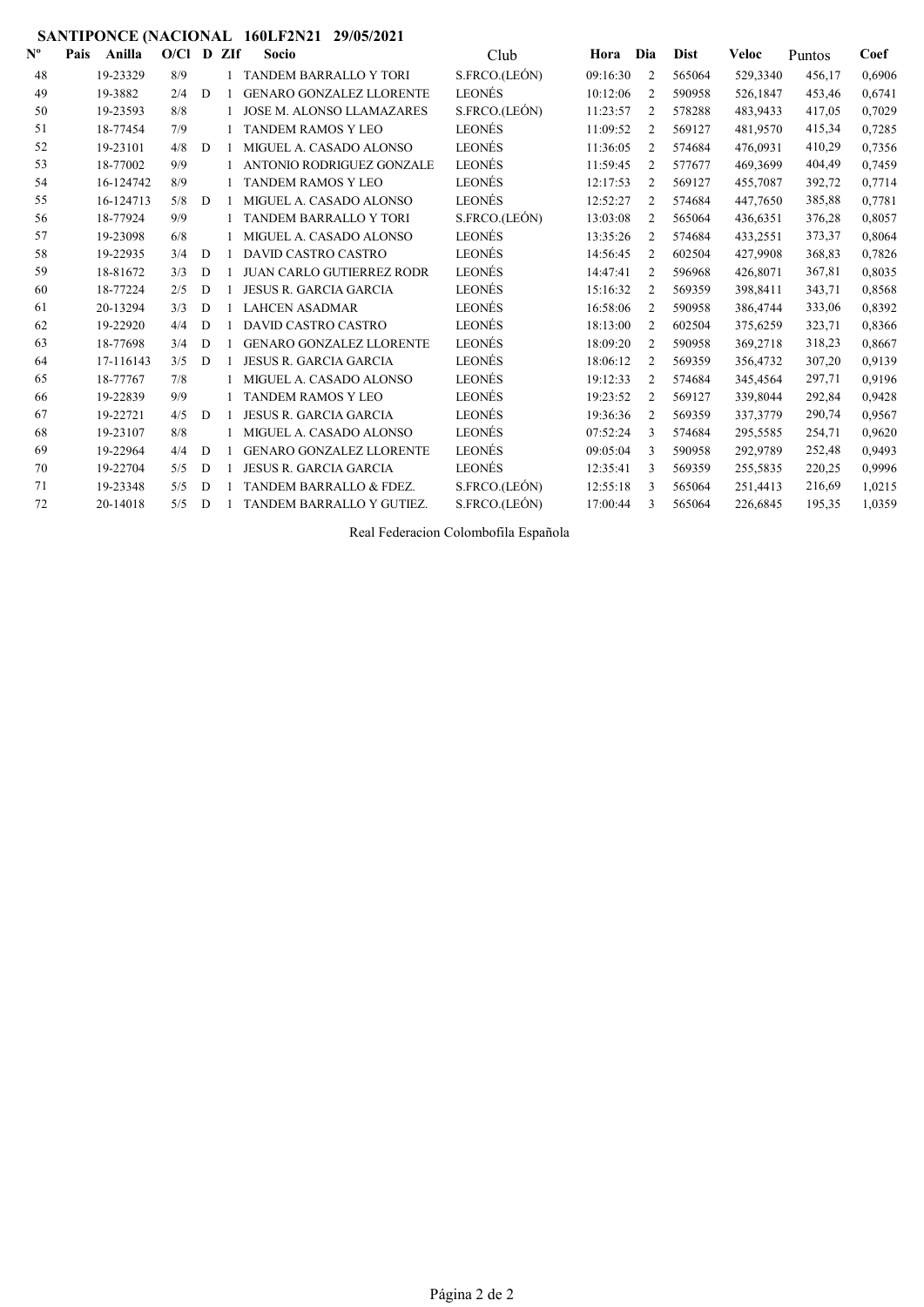**SANTIPONCE (NACIONAL 160LF2N21 29/05/2021**

| Nº | Pais | Anilla | O/Cl | D | ZIf | Socio | Club | Hora | Dia | Dist | Veloc | Puntos | Coef |
|---|---|---|---|---|---|---|---|---|---|---|---|---|---|
| 48 | | 19-23329 | 8/9 | | 1 | TANDEM BARRALLO Y TORI | S.FRCO.(LEÓN) | 09:16:30 | 2 | 565064 | 529,3340 | 456,17 | 0,6906 |
| 49 | | 19-3882 | 2/4 | D | 1 | GENARO GONZALEZ LLORENTE | LEONÉS | 10:12:06 | 2 | 590958 | 526,1847 | 453,46 | 0,6741 |
| 50 | | 19-23593 | 8/8 | | 1 | JOSE M. ALONSO LLAMAZARES | S.FRCO.(LEÓN) | 11:23:57 | 2 | 578288 | 483,9433 | 417,05 | 0,7029 |
| 51 | | 18-77454 | 7/9 | | 1 | TANDEM RAMOS Y LEO | LEONÉS | 11:09:52 | 2 | 569127 | 481,9570 | 415,34 | 0,7285 |
| 52 | | 19-23101 | 4/8 | D | 1 | MIGUEL A. CASADO ALONSO | LEONÉS | 11:36:05 | 2 | 574684 | 476,0931 | 410,29 | 0,7356 |
| 53 | | 18-77002 | 9/9 | | 1 | ANTONIO RODRIGUEZ GONZALE | LEONÉS | 11:59:45 | 2 | 577677 | 469,3699 | 404,49 | 0,7459 |
| 54 | | 16-124742 | 8/9 | | 1 | TANDEM RAMOS Y LEO | LEONÉS | 12:17:53 | 2 | 569127 | 455,7087 | 392,72 | 0,7714 |
| 55 | | 16-124713 | 5/8 | D | 1 | MIGUEL A. CASADO ALONSO | LEONÉS | 12:52:27 | 2 | 574684 | 447,7650 | 385,88 | 0,7781 |
| 56 | | 18-77924 | 9/9 | | 1 | TANDEM BARRALLO Y TORI | S.FRCO.(LEÓN) | 13:03:08 | 2 | 565064 | 436,6351 | 376,28 | 0,8057 |
| 57 | | 19-23098 | 6/8 | | 1 | MIGUEL A. CASADO ALONSO | LEONÉS | 13:35:26 | 2 | 574684 | 433,2551 | 373,37 | 0,8064 |
| 58 | | 19-22935 | 3/4 | D | 1 | DAVID CASTRO CASTRO | LEONÉS | 14:56:45 | 2 | 602504 | 427,9908 | 368,83 | 0,7826 |
| 59 | | 18-81672 | 3/3 | D | 1 | JUAN CARLO GUTIERREZ RODR | LEONÉS | 14:47:41 | 2 | 596968 | 426,8071 | 367,81 | 0,8035 |
| 60 | | 18-77224 | 2/5 | D | 1 | JESUS R. GARCIA GARCIA | LEONÉS | 15:16:32 | 2 | 569359 | 398,8411 | 343,71 | 0,8568 |
| 61 | | 20-13294 | 3/3 | D | 1 | LAHCEN ASADMAR | LEONÉS | 16:58:06 | 2 | 590958 | 386,4744 | 333,06 | 0,8392 |
| 62 | | 19-22920 | 4/4 | D | 1 | DAVID CASTRO CASTRO | LEONÉS | 18:13:00 | 2 | 602504 | 375,6259 | 323,71 | 0,8366 |
| 63 | | 18-77698 | 3/4 | D | 1 | GENARO GONZALEZ LLORENTE | LEONÉS | 18:09:20 | 2 | 590958 | 369,2718 | 318,23 | 0,8667 |
| 64 | | 17-116143 | 3/5 | D | 1 | JESUS R. GARCIA GARCIA | LEONÉS | 18:06:12 | 2 | 569359 | 356,4732 | 307,20 | 0,9139 |
| 65 | | 18-77767 | 7/8 | | 1 | MIGUEL A. CASADO ALONSO | LEONÉS | 19:12:33 | 2 | 574684 | 345,4564 | 297,71 | 0,9196 |
| 66 | | 19-22839 | 9/9 | | 1 | TANDEM RAMOS Y LEO | LEONÉS | 19:23:52 | 2 | 569127 | 339,8044 | 292,84 | 0,9428 |
| 67 | | 19-22721 | 4/5 | D | 1 | JESUS R. GARCIA GARCIA | LEONÉS | 19:36:36 | 2 | 569359 | 337,3779 | 290,74 | 0,9567 |
| 68 | | 19-23107 | 8/8 | | 1 | MIGUEL A. CASADO ALONSO | LEONÉS | 07:52:24 | 3 | 574684 | 295,5585 | 254,71 | 0,9620 |
| 69 | | 19-22964 | 4/4 | D | 1 | GENARO GONZALEZ LLORENTE | LEONÉS | 09:05:04 | 3 | 590958 | 292,9789 | 252,48 | 0,9493 |
| 70 | | 19-22704 | 5/5 | D | 1 | JESUS R. GARCIA GARCIA | LEONÉS | 12:35:41 | 3 | 569359 | 255,5835 | 220,25 | 0,9996 |
| 71 | | 19-23348 | 5/5 | D | 1 | TANDEM BARRALLO & FDEZ. | S.FRCO.(LEÓN) | 12:55:18 | 3 | 565064 | 251,4413 | 216,69 | 1,0215 |
| 72 | | 20-14018 | 5/5 | D | 1 | TANDEM BARRALLO Y GUTIEZ. | S.FRCO.(LEÓN) | 17:00:44 | 3 | 565064 | 226,6845 | 195,35 | 1,0359 |

Real Federacion Colombofila Española